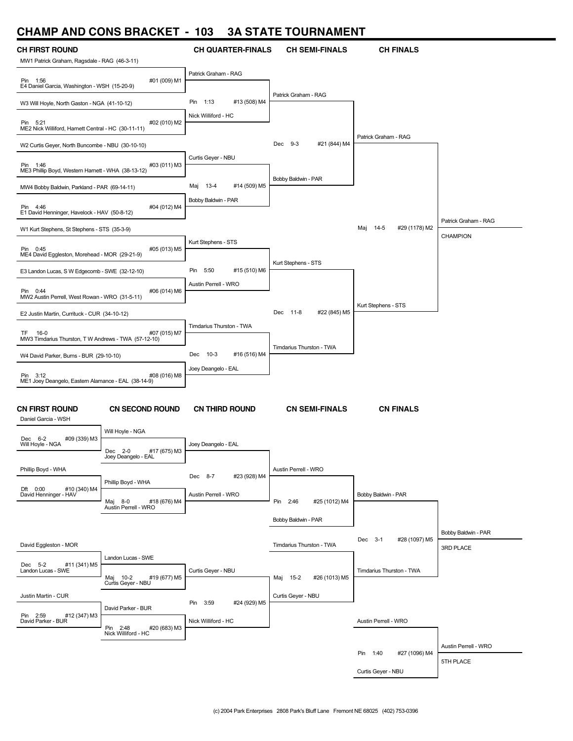# CHAMP AND CONS BRACKET - 103 3A STATE TOURNAMENT

## CH FIRST ROUND

- MW1 Patrick Graham, Ragsdale - RAG (46-3-11)
  - Pin 1:56 — #01 (009) M1
- E4 Daniel Garcia, Washington - WSH (15-20-9)
- W3 Will Hoyle, North Gaston - NGA (41-10-12)
  - Pin 5:21 — #02 (010) M2
- ME2 Nick Williford, Harnett Central - HC (30-11-11)
- W2 Curtis Geyer, North Buncombe - NBU (30-10-10)
  - Pin 1:46 — #03 (011) M3
- ME3 Phillip Boyd, Western Harnett - WHA (38-13-12)
- MW4 Bobby Baldwin, Parkland - PAR (69-14-11)
  - Pin 4:46 — #04 (012) M4
- E1 David Henninger, Havelock - HAV (50-8-12)
- W1 Kurt Stephens, St Stephens - STS (35-3-9)
  - Pin 0:45 — #05 (013) M5
- ME4 David Eggleston, Morehead - MOR (29-21-9)
- E3 Landon Lucas, S W Edgecomb - SWE (32-12-10)
  - Pin 0:44 — #06 (014) M6
- MW2 Austin Perrell, West Rowan - WRO (31-5-11)
- E2 Justin Martin, Currituck - CUR (34-10-12)
  - TF 16-0 — #07 (015) M7
- MW3 Timdarius Thurston, T W Andrews - TWA (57-12-10)
- W4 David Parker, Burns - BUR (29-10-10)
  - Pin 3:12 — #08 (016) M8
- ME1 Joey Deangelo, Eastern Alamance - EAL (38-14-9)

## CH QUARTER-FINALS

- Patrick Graham - RAG
  - Pin 1:13 — #13 (508) M4
- Nick Williford - HC
- Curtis Geyer - NBU
  - Maj 13-4 — #14 (509) M5
- Bobby Baldwin - PAR
- Kurt Stephens - STS
  - Pin 5:50 — #15 (510) M6
- Austin Perrell - WRO
- Timdarius Thurston - TWA
  - Dec 10-3 — #16 (516) M4
- Joey Deangelo - EAL

## CH SEMI-FINALS

- Patrick Graham - RAG
  - Dec 9-3 — #21 (844) M4
- Bobby Baldwin - PAR
- Kurt Stephens - STS
  - Dec 11-8 — #22 (845) M5
- Timdarius Thurston - TWA

## CH FINALS

- Patrick Graham - RAG
  - Maj 14-5 — #29 (1178) M2
- Kurt Stephens - STS

**Patrick Graham - RAG — CHAMPION**

## CN FIRST ROUND

- Daniel Garcia - WSH
  - Dec 6-2 — #09 (339) M3
- Will Hoyle - NGA
- Phillip Boyd - WHA
  - Dft 0:00 — #10 (340) M4
- David Henninger - HAV
- David Eggleston - MOR
  - Dec 5-2 — #11 (341) M5
- Landon Lucas - SWE
- Justin Martin - CUR
  - Pin 2:59 — #12 (347) M3
- David Parker - BUR

## CN SECOND ROUND

- Will Hoyle - NGA
  - Dec 2-0 — #17 (675) M3
- Joey Deangelo - EAL
- Phillip Boyd - WHA
  - Maj 8-0 — #18 (676) M4
- Austin Perrell - WRO
- Landon Lucas - SWE
  - Maj 10-2 — #19 (677) M5
- Curtis Geyer - NBU
- David Parker - BUR
  - Pin 2:48 — #20 (683) M3
- Nick Williford - HC

## CN THIRD ROUND

- Joey Deangelo - EAL
  - Dec 8-7 — #23 (928) M4
- Austin Perrell - WRO
- Curtis Geyer - NBU
  - Pin 3:59 — #24 (929) M5
- Nick Williford - HC

## CN SEMI-FINALS

- Austin Perrell - WRO
  - Pin 2:46 — #25 (1012) M4
- Bobby Baldwin - PAR
- Timdarius Thurston - TWA
  - Maj 15-2 — #26 (1013) M5
- Curtis Geyer - NBU

## CN FINALS

- Bobby Baldwin - PAR
  - Dec 3-1 — #28 (1097) M5
- Timdarius Thurston - TWA

**Bobby Baldwin - PAR — 3RD PLACE**

- Austin Perrell - WRO
  - Pin 1:40 — #27 (1096) M4
- Curtis Geyer - NBU

**Austin Perrell - WRO — 5TH PLACE**

(c) 2004 Park Enterprises 2808 Park's Bluff Lane Fremont NE 68025 (402) 753-0396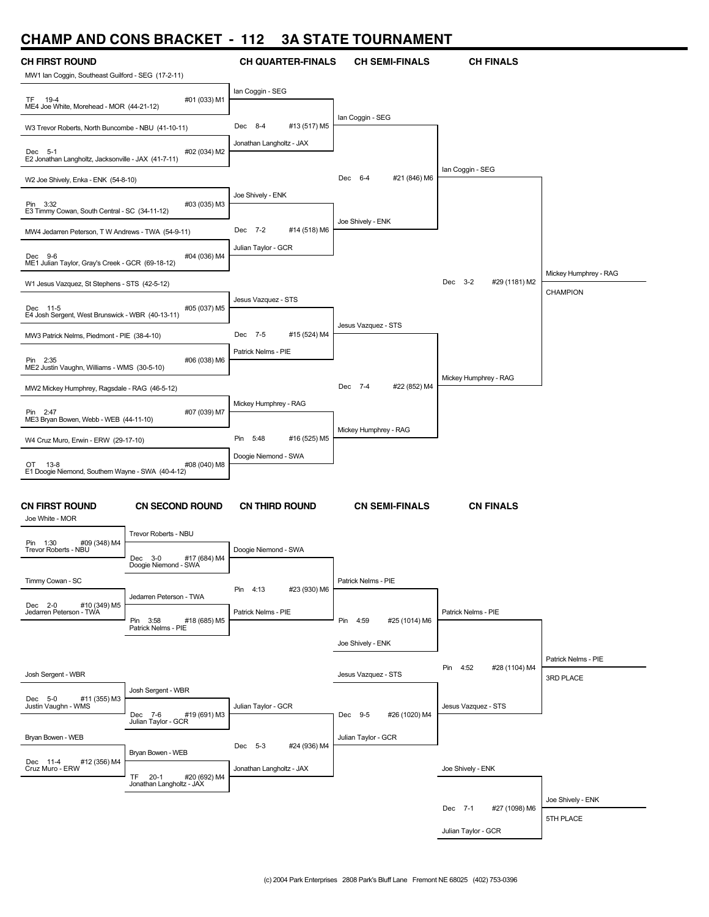# CHAMP AND CONS BRACKET - 112 3A STATE TOURNAMENT

## CH FIRST ROUND

| Bout | Wrestler 1 | Wrestler 2 | Result | Winner |
|---|---|---|---|---|
| #01 (033) M1 | MW1 Ian Coggin, Southeast Guilford - SEG (17-2-11) | ME4 Joe White, Morehead - MOR (44-21-12) | TF 19-4 | Ian Coggin - SEG |
| #02 (034) M2 | W3 Trevor Roberts, North Buncombe - NBU (41-10-11) | E2 Jonathan Langholtz, Jacksonville - JAX (41-7-11) | Dec 5-1 | Jonathan Langholtz - JAX |
| #03 (035) M3 | W2 Joe Shively, Enka - ENK (54-8-10) | E3 Timmy Cowan, South Central - SC (34-11-12) | Pin 3:32 | Joe Shively - ENK |
| #04 (036) M4 | MW4 Jedarren Peterson, T W Andrews - TWA (54-9-11) | ME1 Julian Taylor, Gray's Creek - GCR (69-18-12) | Dec 9-6 | Julian Taylor - GCR |
| #05 (037) M5 | W1 Jesus Vazquez, St Stephens - STS (42-5-12) | E4 Josh Sergent, West Brunswick - WBR (40-13-11) | Dec 11-5 | Jesus Vazquez - STS |
| #06 (038) M6 | MW3 Patrick Nelms, Piedmont - PIE (38-4-10) | ME2 Justin Vaughn, Williams - WMS (30-5-10) | Pin 2:35 | Patrick Nelms - PIE |
| #07 (039) M7 | MW2 Mickey Humphrey, Ragsdale - RAG (46-5-12) | ME3 Bryan Bowen, Webb - WEB (44-11-10) | Pin 2:47 | Mickey Humphrey - RAG |
| #08 (040) M8 | W4 Cruz Muro, Erwin - ERW (29-17-10) | E1 Doogie Niemond, Southern Wayne - SWA (40-4-12) | OT 13-8 | Doogie Niemond - SWA |

## CH QUARTER-FINALS

| Bout | Wrestler 1 | Wrestler 2 | Result | Winner |
|---|---|---|---|---|
| #13 (517) M5 | Ian Coggin - SEG | Jonathan Langholtz - JAX | Dec 8-4 | Ian Coggin - SEG |
| #14 (518) M6 | Joe Shively - ENK | Julian Taylor - GCR | Dec 7-2 | Joe Shively - ENK |
| #15 (524) M4 | Jesus Vazquez - STS | Patrick Nelms - PIE | Dec 7-5 | Jesus Vazquez - STS |
| #16 (525) M5 | Mickey Humphrey - RAG | Doogie Niemond - SWA | Pin 5:48 | Mickey Humphrey - RAG |

## CH SEMI-FINALS

| Bout | Wrestler 1 | Wrestler 2 | Result | Winner |
|---|---|---|---|---|
| #21 (846) M6 | Ian Coggin - SEG | Joe Shively - ENK | Dec 6-4 | Ian Coggin - SEG |
| #22 (852) M4 | Jesus Vazquez - STS | Mickey Humphrey - RAG | Dec 7-4 | Mickey Humphrey - RAG |

## CH FINALS

| Bout | Wrestler 1 | Wrestler 2 | Result | Winner |
|---|---|---|---|---|
| #29 (1181) M2 | Ian Coggin - SEG | Mickey Humphrey - RAG | Dec 3-2 | Mickey Humphrey - RAG |

**CHAMPION:** Mickey Humphrey - RAG

## CN FIRST ROUND

| Bout | Wrestler 1 | Wrestler 2 | Result | Winner |
|---|---|---|---|---|
| #09 (348) M4 | Joe White - MOR | Trevor Roberts - NBU | Pin 1:30 | Trevor Roberts - NBU |
| #10 (349) M5 | Timmy Cowan - SC | Jedarren Peterson - TWA | Dec 2-0 | Jedarren Peterson - TWA |
| #11 (355) M3 | Josh Sergent - WBR | Justin Vaughn - WMS | Dec 5-0 | Josh Sergent - WBR |
| #12 (356) M4 | Bryan Bowen - WEB | Cruz Muro - ERW | Dec 11-4 | Bryan Bowen - WEB |

## CN SECOND ROUND

| Bout | Wrestler 1 | Wrestler 2 | Result | Winner |
|---|---|---|---|---|
| #17 (684) M4 | Trevor Roberts - NBU | Doogie Niemond - SWA | Dec 3-0 | Doogie Niemond - SWA |
| #18 (685) M5 | Jedarren Peterson - TWA | Patrick Nelms - PIE | Pin 3:58 | Patrick Nelms - PIE |
| #19 (691) M3 | Josh Sergent - WBR | Julian Taylor - GCR | Dec 7-6 | Julian Taylor - GCR |
| #20 (692) M4 | Bryan Bowen - WEB | Jonathan Langholtz - JAX | TF 20-1 | Jonathan Langholtz - JAX |

## CN THIRD ROUND

| Bout | Wrestler 1 | Wrestler 2 | Result | Winner |
|---|---|---|---|---|
| #23 (930) M6 | Doogie Niemond - SWA | Patrick Nelms - PIE | Pin 4:13 | Patrick Nelms - PIE |
| #24 (936) M4 | Julian Taylor - GCR | Jonathan Langholtz - JAX | Dec 5-3 | Julian Taylor - GCR |

## CN SEMI-FINALS

| Bout | Wrestler 1 | Wrestler 2 | Result | Winner |
|---|---|---|---|---|
| #25 (1014) M6 | Patrick Nelms - PIE | Joe Shively - ENK | Pin 4:59 | Patrick Nelms - PIE |
| #26 (1020) M4 | Jesus Vazquez - STS | Julian Taylor - GCR | Dec 9-5 | Jesus Vazquez - STS |

## CN FINALS

| Bout | Wrestler 1 | Wrestler 2 | Result | Winner |
|---|---|---|---|---|
| #28 (1104) M4 | Patrick Nelms - PIE | Jesus Vazquez - STS | Pin 4:52 | Patrick Nelms - PIE |
| #27 (1098) M6 | Joe Shively - ENK | Julian Taylor - GCR | Dec 7-1 | Joe Shively - ENK |

**3RD PLACE:** Patrick Nelms - PIE

**5TH PLACE:** Joe Shively - ENK

(c) 2004 Park Enterprises 2808 Park's Bluff Lane Fremont NE 68025 (402) 753-0396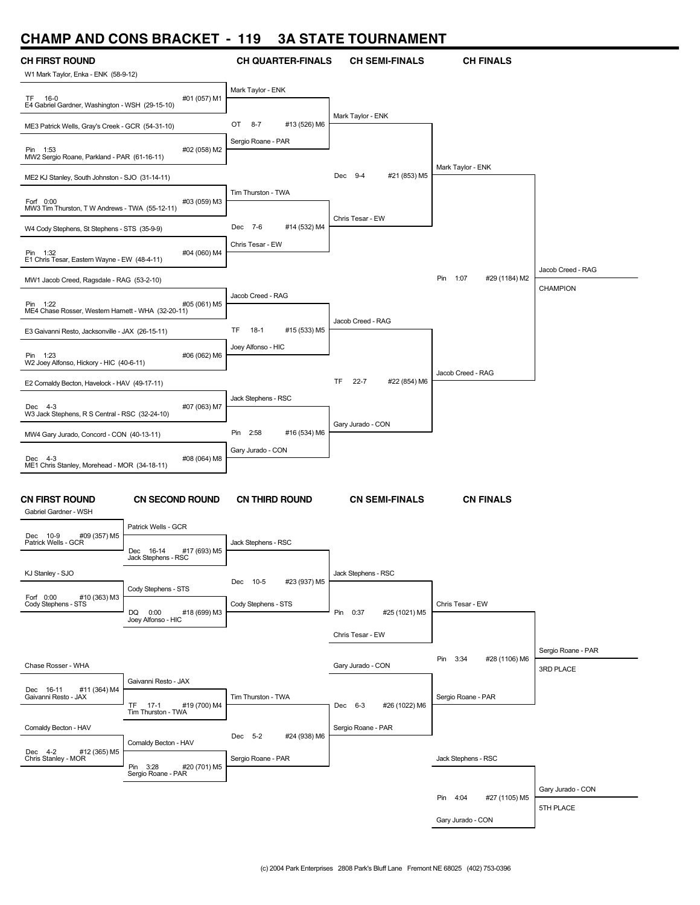# CHAMP AND CONS BRACKET - 119 3A STATE TOURNAMENT

## CH FIRST ROUND

| Match | Wrestler 1 | Wrestler 2 | Result |
|---|---|---|---|
| #01 (057) M1 | W1 Mark Taylor, Enka - ENK (58-9-12) | E4 Gabriel Gardner, Washington - WSH (29-15-10) | TF 16-0 |
| #02 (058) M2 | ME3 Patrick Wells, Gray's Creek - GCR (54-31-10) | MW2 Sergio Roane, Parkland - PAR (61-16-11) | Pin 1:53 |
| #03 (059) M3 | ME2 KJ Stanley, South Johnston - SJO (31-14-11) | MW3 Tim Thurston, T W Andrews - TWA (55-12-11) | Forf 0:00 |
| #04 (060) M4 | W4 Cody Stephens, St Stephens - STS (35-9-9) | E1 Chris Tesar, Eastern Wayne - EW (48-4-11) | Pin 1:32 |
| #05 (061) M5 | MW1 Jacob Creed, Ragsdale - RAG (53-2-10) | ME4 Chase Rosser, Western Harnett - WHA (32-20-11) | Pin 1:22 |
| #06 (062) M6 | E3 Gaivanni Resto, Jacksonville - JAX (26-15-11) | W2 Joey Alfonso, Hickory - HIC (40-6-11) | Pin 1:23 |
| #07 (063) M7 | E2 Comaldy Becton, Havelock - HAV (49-17-11) | W3 Jack Stephens, R S Central - RSC (32-24-10) | Dec 4-3 |
| #08 (064) M8 | MW4 Gary Jurado, Concord - CON (40-13-11) | ME1 Chris Stanley, Morehead - MOR (34-18-11) | Dec 4-3 |

## CH QUARTER-FINALS

| Match | Wrestler 1 | Wrestler 2 | Result | Winner |
|---|---|---|---|---|
| #13 (526) M6 | Mark Taylor - ENK | Sergio Roane - PAR | OT 8-7 | Mark Taylor - ENK |
| #14 (532) M4 | Tim Thurston - TWA | Chris Tesar - EW | Dec 7-6 | Chris Tesar - EW |
| #15 (533) M5 | Jacob Creed - RAG | Joey Alfonso - HIC | TF 18-1 | Jacob Creed - RAG |
| #16 (534) M6 | Jack Stephens - RSC | Gary Jurado - CON | Pin 2:58 | Gary Jurado - CON |

## CH SEMI-FINALS

| Match | Wrestler 1 | Wrestler 2 | Result | Winner |
|---|---|---|---|---|
| #21 (853) M5 | Mark Taylor - ENK | Chris Tesar - EW | Dec 9-4 | Mark Taylor - ENK |
| #22 (854) M6 | Jacob Creed - RAG | Gary Jurado - CON | TF 22-7 | Jacob Creed - RAG |

## CH FINALS

| Match | Wrestler 1 | Wrestler 2 | Result | Winner |
|---|---|---|---|---|
| #29 (1184) M2 | Mark Taylor - ENK | Jacob Creed - RAG | Pin 1:07 | Jacob Creed - RAG — CHAMPION |

## CN FIRST ROUND

| Match | Wrestler 1 | Wrestler 2 | Result |
|---|---|---|---|
| #09 (357) M5 | Gabriel Gardner - WSH | Patrick Wells - GCR | Dec 10-9 |
| #10 (363) M3 | KJ Stanley - SJO | Cody Stephens - STS | Forf 0:00 |
| #11 (364) M4 | Chase Rosser - WHA | Gaivanni Resto - JAX | Dec 16-11 |
| #12 (365) M5 | Comaldy Becton - HAV | Chris Stanley - MOR | Dec 4-2 |

## CN SECOND ROUND

| Match | Wrestler 1 | Wrestler 2 | Result | Winner |
|---|---|---|---|---|
| #17 (693) M5 | Patrick Wells - GCR | Jack Stephens - RSC | Dec 16-14 | Jack Stephens - RSC |
| #18 (699) M3 | Cody Stephens - STS | Joey Alfonso - HIC | DQ 0:00 | Cody Stephens - STS |
| #19 (700) M4 | Gaivanni Resto - JAX | Tim Thurston - TWA | TF 17-1 | Tim Thurston - TWA |
| #20 (701) M5 | Comaldy Becton - HAV | Sergio Roane - PAR | Pin 3:28 | Sergio Roane - PAR |

## CN THIRD ROUND

| Match | Wrestler 1 | Wrestler 2 | Result | Winner |
|---|---|---|---|---|
| #23 (937) M5 | Jack Stephens - RSC | Cody Stephens - STS | Dec 10-5 | Jack Stephens - RSC |
| #24 (938) M6 | Tim Thurston - TWA | Sergio Roane - PAR | Dec 5-2 | Sergio Roane - PAR |

## CN SEMI-FINALS

| Match | Wrestler 1 | Wrestler 2 | Result | Winner |
|---|---|---|---|---|
| #25 (1021) M5 | Jack Stephens - RSC | Chris Tesar - EW | Pin 0:37 | Chris Tesar - EW |
| #26 (1022) M6 | Gary Jurado - CON | Sergio Roane - PAR | Dec 6-3 | Sergio Roane - PAR |

## CN FINALS

| Match | Wrestler 1 | Wrestler 2 | Result | Winner |
|---|---|---|---|---|
| #28 (1106) M6 | Chris Tesar - EW | Sergio Roane - PAR | Pin 3:34 | Sergio Roane - PAR — 3RD PLACE |
| #27 (1105) M5 | Jack Stephens - RSC | Gary Jurado - CON | Pin 4:04 | Gary Jurado - CON — 5TH PLACE |

(c) 2004 Park Enterprises 2808 Park's Bluff Lane Fremont NE 68025 (402) 753-0396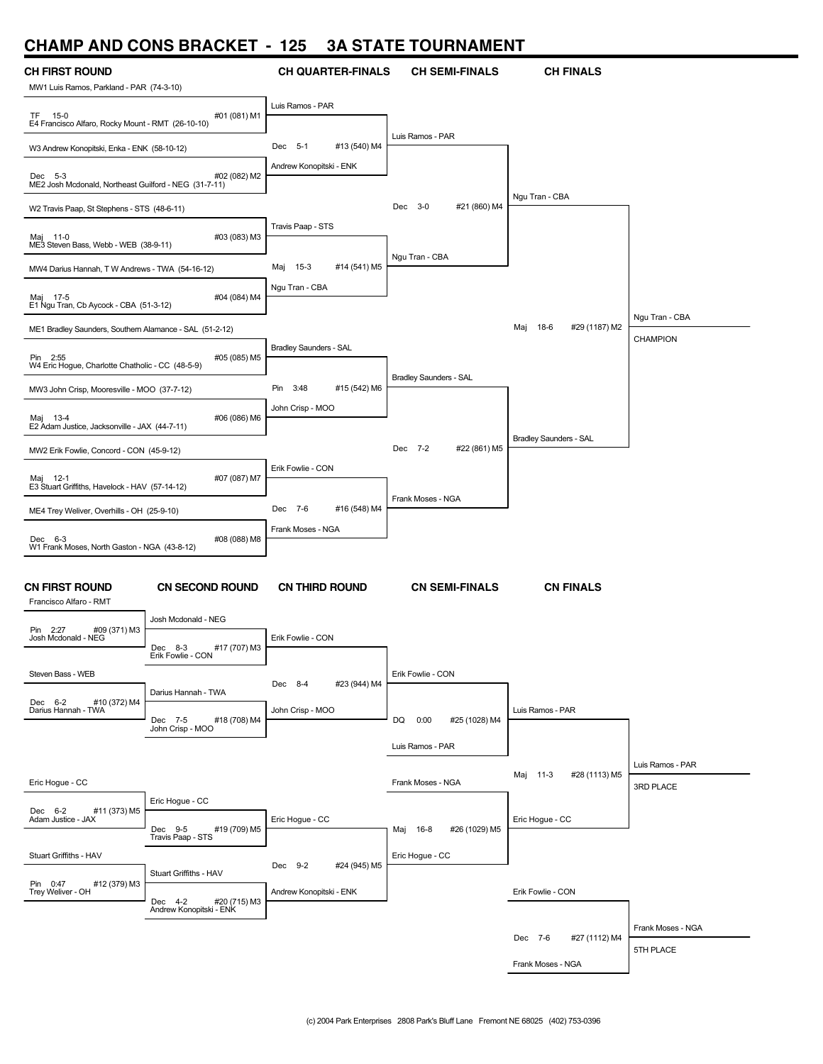# CHAMP AND CONS BRACKET - 125 3A STATE TOURNAMENT

## CH FIRST ROUND

MW1 Luis Ramos, Parkland - PAR (74-3-10)
TF 15-0 #01 (081) M1
E4 Francisco Alfaro, Rocky Mount - RMT (26-10-10)

W3 Andrew Konopitski, Enka - ENK (58-10-12)
Dec 5-3 #02 (082) M2
ME2 Josh Mcdonald, Northeast Guilford - NEG (31-7-11)

W2 Travis Paap, St Stephens - STS (48-6-11)
Maj 11-0 #03 (083) M3
ME3 Steven Bass, Webb - WEB (38-9-11)

MW4 Darius Hannah, T W Andrews - TWA (54-16-12)
Maj 17-5 #04 (084) M4
E1 Ngu Tran, Cb Aycock - CBA (51-3-12)

ME1 Bradley Saunders, Southern Alamance - SAL (51-2-12)
Pin 2:55 #05 (085) M5
W4 Eric Hogue, Charlotte Chatholic - CC (48-5-9)

MW3 John Crisp, Mooresville - MOO (37-7-12)
Maj 13-4 #06 (086) M6
E2 Adam Justice, Jacksonville - JAX (44-7-11)

MW2 Erik Fowlie, Concord - CON (45-9-12)
Maj 12-1 #07 (087) M7
E3 Stuart Griffiths, Havelock - HAV (57-14-12)

ME4 Trey Weliver, Overhills - OH (25-9-10)
Dec 6-3 #08 (088) M8
W1 Frank Moses, North Gaston - NGA (43-8-12)

## CH QUARTER-FINALS

Luis Ramos - PAR
Dec 5-1 #13 (540) M4
Andrew Konopitski - ENK

Travis Paap - STS
Maj 15-3 #14 (541) M5
Ngu Tran - CBA

Bradley Saunders - SAL
Pin 3:48 #15 (542) M6
John Crisp - MOO

Erik Fowlie - CON
Dec 7-6 #16 (548) M4
Frank Moses - NGA

## CH SEMI-FINALS

Luis Ramos - PAR
Dec 3-0 #21 (860) M4
Ngu Tran - CBA

Bradley Saunders - SAL
Dec 7-2 #22 (861) M5
Frank Moses - NGA

## CH FINALS

Ngu Tran - CBA
Maj 18-6 #29 (1187) M2
Bradley Saunders - SAL

Ngu Tran - CBA
CHAMPION

## CN FIRST ROUND

Francisco Alfaro - RMT
Pin 2:27 #09 (371) M3
Josh Mcdonald - NEG

Steven Bass - WEB
Dec 6-2 #10 (372) M4
Darius Hannah - TWA

Eric Hogue - CC
Dec 6-2 #11 (373) M5
Adam Justice - JAX

Stuart Griffiths - HAV
Pin 0:47 #12 (379) M3
Trey Weliver - OH

## CN SECOND ROUND

Josh Mcdonald - NEG
Dec 8-3 #17 (707) M3
Erik Fowlie - CON

Darius Hannah - TWA
Dec 7-5 #18 (708) M4
John Crisp - MOO

Eric Hogue - CC
Dec 9-5 #19 (709) M5
Travis Paap - STS

Stuart Griffiths - HAV
Dec 4-2 #20 (715) M3
Andrew Konopitski - ENK

## CN THIRD ROUND

Erik Fowlie - CON
Dec 8-4 #23 (944) M4
John Crisp - MOO

Eric Hogue - CC
Dec 9-2 #24 (945) M5
Andrew Konopitski - ENK

## CN SEMI-FINALS

Erik Fowlie - CON
DQ 0:00 #25 (1028) M4
Luis Ramos - PAR

Frank Moses - NGA
Maj 16-8 #26 (1029) M5
Eric Hogue - CC

## CN FINALS

Luis Ramos - PAR
Maj 11-3 #28 (1113) M5
Eric Hogue - CC

Luis Ramos - PAR
3RD PLACE

Erik Fowlie - CON
Dec 7-6 #27 (1112) M4
Frank Moses - NGA

Frank Moses - NGA
5TH PLACE

(c) 2004 Park Enterprises 2808 Park's Bluff Lane Fremont NE 68025 (402) 753-0396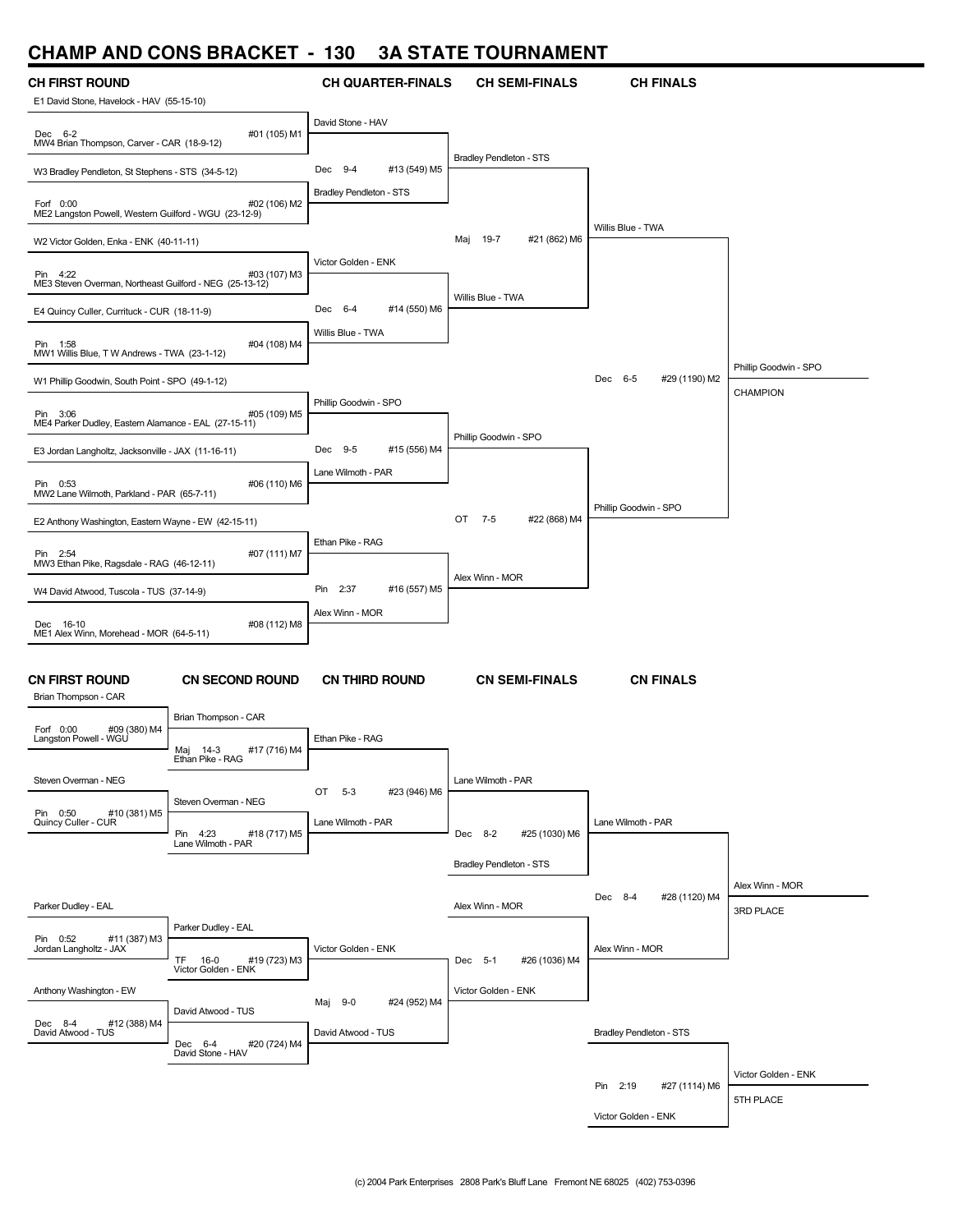# CHAMP AND CONS BRACKET - 130 3A STATE TOURNAMENT

## CH FIRST ROUND

| Wrestlers | Result | Bout |
|---|---|---|
| E1 David Stone, Havelock - HAV (55-15-10) vs MW4 Brian Thompson, Carver - CAR (18-9-12) | Dec 6-2 | #01 (105) M1 |
| W3 Bradley Pendleton, St Stephens - STS (34-5-12) vs ME2 Langston Powell, Western Guilford - WGU (23-12-9) | Forf 0:00 | #02 (106) M2 |
| W2 Victor Golden, Enka - ENK (40-11-11) vs ME3 Steven Overman, Northeast Guilford - NEG (25-13-12) | Pin 4:22 | #03 (107) M3 |
| E4 Quincy Culler, Currituck - CUR (18-11-9) vs MW1 Willis Blue, T W Andrews - TWA (23-1-12) | Pin 1:58 | #04 (108) M4 |
| W1 Phillip Goodwin, South Point - SPO (49-1-12) vs ME4 Parker Dudley, Eastern Alamance - EAL (27-15-11) | Pin 3:06 | #05 (109) M5 |
| E3 Jordan Langholtz, Jacksonville - JAX (11-16-11) vs MW2 Lane Wilmoth, Parkland - PAR (65-7-11) | Pin 0:53 | #06 (110) M6 |
| E2 Anthony Washington, Eastern Wayne - EW (42-15-11) vs MW3 Ethan Pike, Ragsdale - RAG (46-12-11) | Pin 2:54 | #07 (111) M7 |
| W4 David Atwood, Tuscola - TUS (37-14-9) vs ME1 Alex Winn, Morehead - MOR (64-5-11) | Dec 16-10 | #08 (112) M8 |

## CH QUARTER-FINALS

| Wrestlers | Result | Bout |
|---|---|---|
| David Stone - HAV vs Bradley Pendleton - STS | Dec 9-4 | #13 (549) M5 |
| Victor Golden - ENK vs Willis Blue - TWA | Dec 6-4 | #14 (550) M6 |
| Phillip Goodwin - SPO vs Lane Wilmoth - PAR | Dec 9-5 | #15 (556) M4 |
| Ethan Pike - RAG vs Alex Winn - MOR | Pin 2:37 | #16 (557) M5 |

## CH SEMI-FINALS

| Wrestlers | Result | Bout |
|---|---|---|
| Bradley Pendleton - STS vs Willis Blue - TWA | Maj 19-7 | #21 (862) M6 |
| Phillip Goodwin - SPO vs Alex Winn - MOR | OT 7-5 | #22 (868) M4 |

## CH FINALS

| Wrestlers | Result | Bout |
|---|---|---|
| Willis Blue - TWA vs Phillip Goodwin - SPO | Dec 6-5 | #29 (1190) M2 |

**Phillip Goodwin - SPO — CHAMPION**

## CN FIRST ROUND

| Wrestlers | Result | Bout |
|---|---|---|
| Brian Thompson - CAR vs Langston Powell - WGU | Forf 0:00 | #09 (380) M4 |
| Steven Overman - NEG vs Quincy Culler - CUR | Pin 0:50 | #10 (381) M5 |
| Parker Dudley - EAL vs Jordan Langholtz - JAX | Pin 0:52 | #11 (387) M3 |
| Anthony Washington - EW vs David Atwood - TUS | Dec 8-4 | #12 (388) M4 |

## CN SECOND ROUND

| Wrestlers | Result | Bout |
|---|---|---|
| Brian Thompson - CAR vs Ethan Pike - RAG | Maj 14-3 | #17 (716) M4 |
| Steven Overman - NEG vs Lane Wilmoth - PAR | Pin 4:23 | #18 (717) M5 |
| Parker Dudley - EAL vs Victor Golden - ENK | TF 16-0 | #19 (723) M3 |
| David Atwood - TUS vs David Stone - HAV | Dec 6-4 | #20 (724) M4 |

## CN THIRD ROUND

| Wrestlers | Result | Bout |
|---|---|---|
| Ethan Pike - RAG vs Lane Wilmoth - PAR | OT 5-3 | #23 (946) M6 |
| Victor Golden - ENK vs David Atwood - TUS | Maj 9-0 | #24 (952) M4 |

## CN SEMI-FINALS

| Wrestlers | Result | Bout |
|---|---|---|
| Lane Wilmoth - PAR vs Bradley Pendleton - STS | Dec 8-2 | #25 (1030) M6 |
| Alex Winn - MOR vs Victor Golden - ENK | Dec 5-1 | #26 (1036) M4 |

## CN FINALS

| Wrestlers | Result | Bout |
|---|---|---|
| Lane Wilmoth - PAR vs Alex Winn - MOR | Dec 8-4 | #28 (1120) M4 |
| Bradley Pendleton - STS vs Victor Golden - ENK | Pin 2:19 | #27 (1114) M6 |

**Alex Winn - MOR — 3RD PLACE**

**Victor Golden - ENK — 5TH PLACE**

(c) 2004 Park Enterprises 2808 Park's Bluff Lane Fremont NE 68025 (402) 753-0396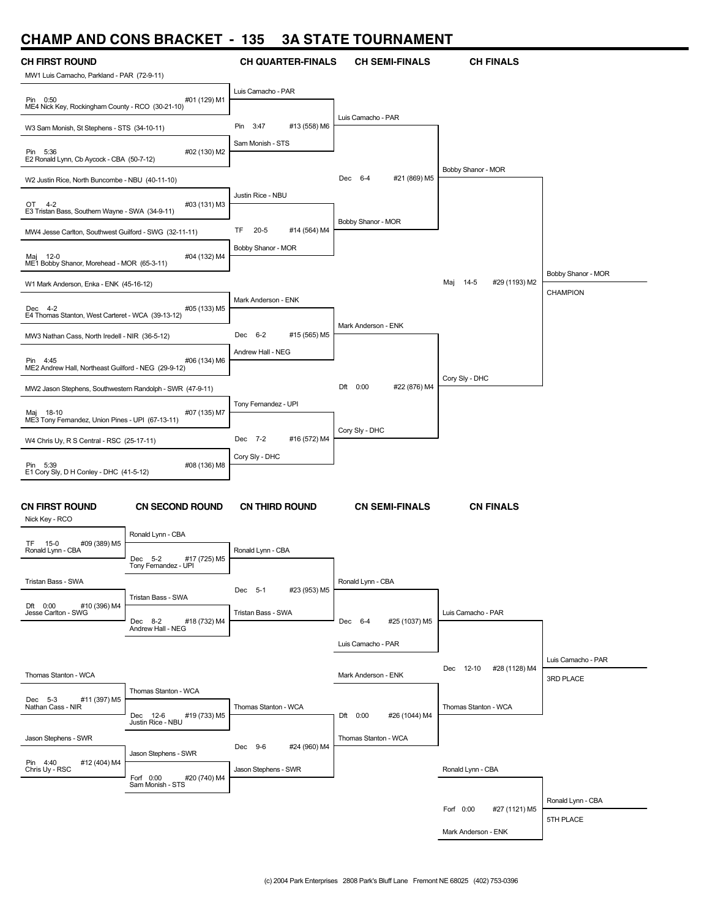# CHAMP AND CONS BRACKET - 135 3A STATE TOURNAMENT

## CH FIRST ROUND

MW1 Luis Camacho, Parkland - PAR (72-9-11)
Pin 0:50 #01 (129) M1
ME4 Nick Key, Rockingham County - RCO (30-21-10)

W3 Sam Monish, St Stephens - STS (34-10-11)
Pin 5:36 #02 (130) M2
E2 Ronald Lynn, Cb Aycock - CBA (50-7-12)

W2 Justin Rice, North Buncombe - NBU (40-11-10)
OT 4-2 #03 (131) M3
E3 Tristan Bass, Southern Wayne - SWA (34-9-11)

MW4 Jesse Carlton, Southwest Guilford - SWG (32-11-11)
Maj 12-0 #04 (132) M4
ME1 Bobby Shanor, Morehead - MOR (65-3-11)

W1 Mark Anderson, Enka - ENK (45-16-12)
Dec 4-2 #05 (133) M5
E4 Thomas Stanton, West Carteret - WCA (39-13-12)

MW3 Nathan Cass, North Iredell - NIR (36-5-12)
Pin 4:45 #06 (134) M6
ME2 Andrew Hall, Northeast Guilford - NEG (29-9-12)

MW2 Jason Stephens, Southwestern Randolph - SWR (47-9-11)
Maj 18-10 #07 (135) M7
ME3 Tony Fernandez, Union Pines - UPI (67-13-11)

W4 Chris Uy, R S Central - RSC (25-17-11)
Pin 5:39 #08 (136) M8
E1 Cory Sly, D H Conley - DHC (41-5-12)

## CH QUARTER-FINALS

Luis Camacho - PAR
Pin 3:47 #13 (558) M6
Sam Monish - STS

Justin Rice - NBU
TF 20-5 #14 (564) M4
Bobby Shanor - MOR

Mark Anderson - ENK
Dec 6-2 #15 (565) M5
Andrew Hall - NEG

Tony Fernandez - UPI
Dec 7-2 #16 (572) M4
Cory Sly - DHC

## CH SEMI-FINALS

Luis Camacho - PAR
Dec 6-4 #21 (869) M5
Bobby Shanor - MOR

Mark Anderson - ENK
Dft 0:00 #22 (876) M4
Cory Sly - DHC

## CH FINALS

Bobby Shanor - MOR
Maj 14-5 #29 (1193) M2
Cory Sly - DHC

Bobby Shanor - MOR
CHAMPION

## CN FIRST ROUND

Nick Key - RCO
TF 15-0 #09 (389) M5
Ronald Lynn - CBA

Tristan Bass - SWA
Dft 0:00 #10 (396) M4
Jesse Carlton - SWG

Thomas Stanton - WCA
Dec 5-3 #11 (397) M5
Nathan Cass - NIR

Jason Stephens - SWR
Pin 4:40 #12 (404) M4
Chris Uy - RSC

## CN SECOND ROUND

Ronald Lynn - CBA
Dec 5-2 #17 (725) M5
Tony Fernandez - UPI

Tristan Bass - SWA
Dec 8-2 #18 (732) M4
Andrew Hall - NEG

Thomas Stanton - WCA
Dec 12-6 #19 (733) M5
Justin Rice - NBU

Jason Stephens - SWR
Forf 0:00 #20 (740) M4
Sam Monish - STS

## CN THIRD ROUND

Ronald Lynn - CBA
Dec 5-1 #23 (953) M5
Tristan Bass - SWA

Thomas Stanton - WCA
Dec 9-6 #24 (960) M4
Jason Stephens - SWR

## CN SEMI-FINALS

Ronald Lynn - CBA
Dec 6-4 #25 (1037) M5
Luis Camacho - PAR

Mark Anderson - ENK
Dft 0:00 #26 (1044) M4
Thomas Stanton - WCA

## CN FINALS

Luis Camacho - PAR
Dec 12-10 #28 (1128) M4
Thomas Stanton - WCA

Luis Camacho - PAR
3RD PLACE

Ronald Lynn - CBA
Forf 0:00 #27 (1121) M5
Mark Anderson - ENK

Ronald Lynn - CBA
5TH PLACE

(c) 2004 Park Enterprises 2808 Park's Bluff Lane Fremont NE 68025 (402) 753-0396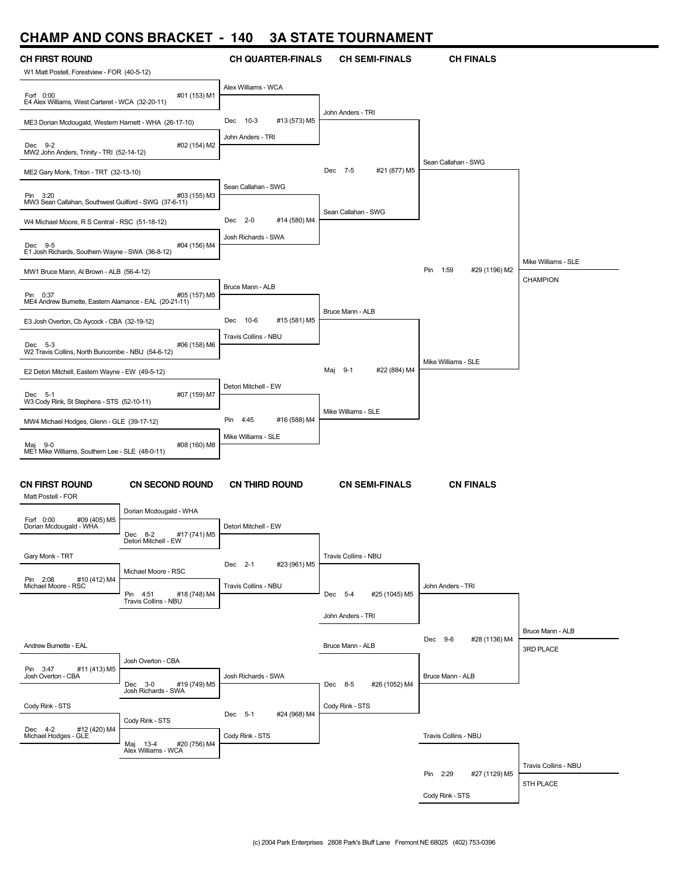# CHAMP AND CONS BRACKET - 140 3A STATE TOURNAMENT

## CH FIRST ROUND

W1 Matt Postell, Forestview - FOR (40-5-12)
Forf 0:00 — #01 (153) M1
E4 Alex Williams, West Carteret - WCA (32-20-11)

ME3 Dorian Mcdougald, Western Harnett - WHA (26-17-10)
Dec 9-2 — #02 (154) M2
MW2 John Anders, Trinity - TRI (52-14-12)

ME2 Gary Monk, Triton - TRT (32-13-10)
Pin 3:20 — #03 (155) M3
MW3 Sean Callahan, Southwest Guilford - SWG (37-6-11)

W4 Michael Moore, R S Central - RSC (51-18-12)
Dec 9-5 — #04 (156) M4
E1 Josh Richards, Southern Wayne - SWA (36-8-12)

MW1 Bruce Mann, Al Brown - ALB (56-4-12)
Pin 0:37 — #05 (157) M5
ME4 Andrew Burnette, Eastern Alamance - EAL (20-21-11)

E3 Josh Overton, Cb Aycock - CBA (32-19-12)
Dec 5-3 — #06 (158) M6
W2 Travis Collins, North Buncombe - NBU (54-6-12)

E2 Detori Mitchell, Eastern Wayne - EW (49-5-12)
Dec 5-1 — #07 (159) M7
W3 Cody Rink, St Stephens - STS (52-10-11)

MW4 Michael Hodges, Glenn - GLE (39-17-12)
Maj 9-0 — #08 (160) M8
ME1 Mike Williams, Southern Lee - SLE (48-0-11)

## CH QUARTER-FINALS

Alex Williams - WCA
Dec 10-3 — #13 (573) M5
John Anders - TRI

Sean Callahan - SWG
Dec 2-0 — #14 (580) M4
Josh Richards - SWA

Bruce Mann - ALB
Dec 10-6 — #15 (581) M5
Travis Collins - NBU

Detori Mitchell - EW
Pin 4:45 — #16 (588) M4
Mike Williams - SLE

## CH SEMI-FINALS

John Anders - TRI
Dec 7-5 — #21 (877) M5
Sean Callahan - SWG

Bruce Mann - ALB
Maj 9-1 — #22 (884) M4
Mike Williams - SLE

## CH FINALS

Sean Callahan - SWG
Pin 1:59 — #29 (1196) M2
Mike Williams - SLE

Mike Williams - SLE
CHAMPION

## CN FIRST ROUND

Matt Postell - FOR
Forf 0:00 — #09 (405) M5
Dorian Mcdougald - WHA

Gary Monk - TRT
Pin 2:08 — #10 (412) M4
Michael Moore - RSC

Andrew Burnette - EAL
Pin 3:47 — #11 (413) M5
Josh Overton - CBA

Cody Rink - STS
Dec 4-2 — #12 (420) M4
Michael Hodges - GLE

## CN SECOND ROUND

Dorian Mcdougald - WHA
Dec 8-2 — #17 (741) M5
Detori Mitchell - EW

Michael Moore - RSC
Pin 4:51 — #18 (748) M4
Travis Collins - NBU

Josh Overton - CBA
Dec 3-0 — #19 (749) M5
Josh Richards - SWA

Cody Rink - STS
Maj 13-4 — #20 (756) M4
Alex Williams - WCA

## CN THIRD ROUND

Detori Mitchell - EW
Dec 2-1 — #23 (961) M5
Travis Collins - NBU

Josh Richards - SWA
Dec 5-1 — #24 (968) M4
Cody Rink - STS

## CN SEMI-FINALS

Travis Collins - NBU
Dec 5-4 — #25 (1045) M5
John Anders - TRI

Bruce Mann - ALB
Dec 8-5 — #26 (1052) M4
Cody Rink - STS

## CN FINALS

John Anders - TRI
Dec 9-6 — #28 (1136) M4
Bruce Mann - ALB

Bruce Mann - ALB
3RD PLACE

Travis Collins - NBU
Pin 2:29 — #27 (1129) M5
Cody Rink - STS

Travis Collins - NBU
5TH PLACE

(c) 2004 Park Enterprises 2808 Park's Bluff Lane Fremont NE 68025 (402) 753-0396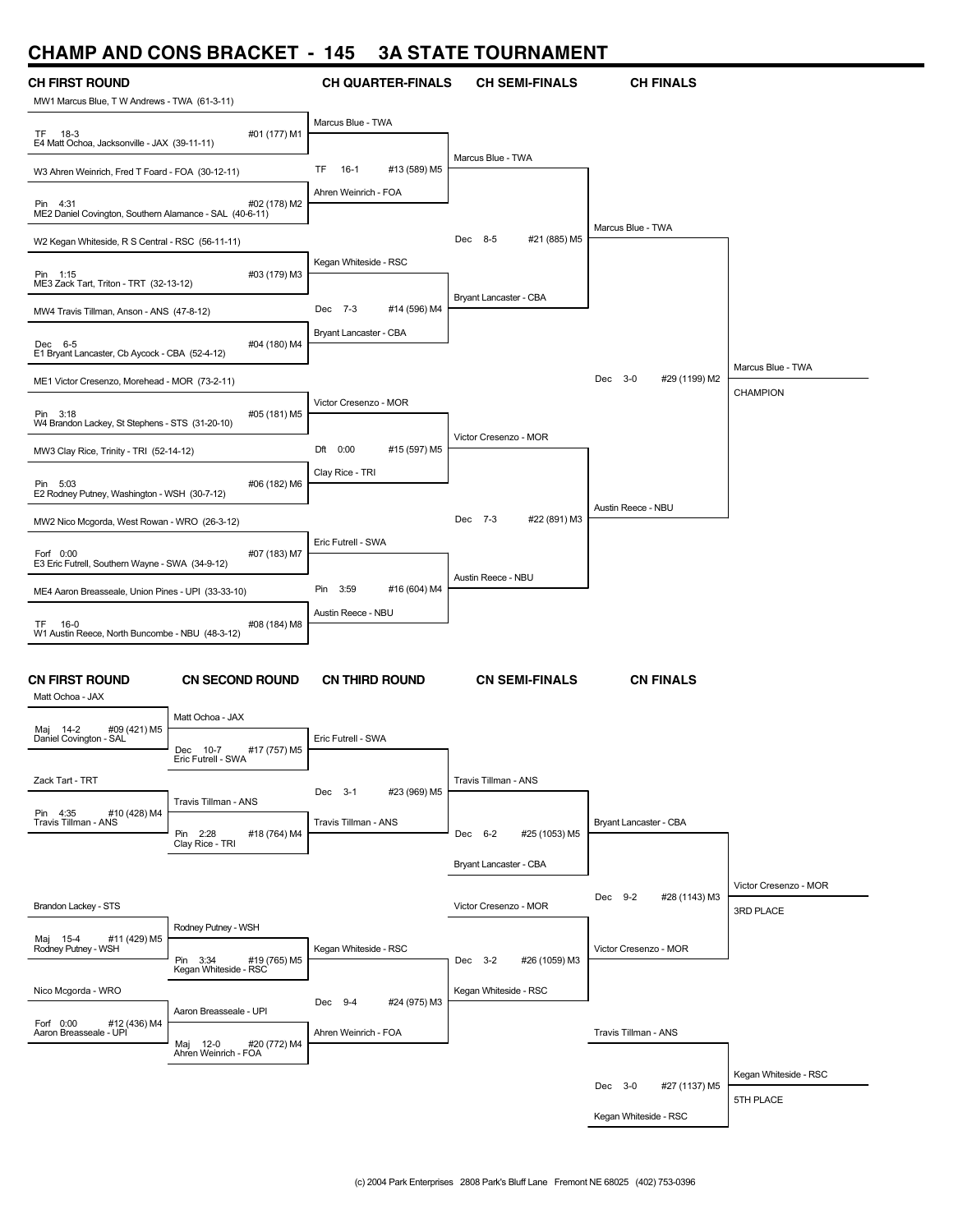# CHAMP AND CONS BRACKET - 145 3A STATE TOURNAMENT

## CH FIRST ROUND

MW1 Marcus Blue, T W Andrews - TWA (61-3-11)
TF 18-3 #01 (177) M1
E4 Matt Ochoa, Jacksonville - JAX (39-11-11)

W3 Ahren Weinrich, Fred T Foard - FOA (30-12-11)
Pin 4:31 #02 (178) M2
ME2 Daniel Covington, Southern Alamance - SAL (40-6-11)

W2 Kegan Whiteside, R S Central - RSC (56-11-11)
Pin 1:15 #03 (179) M3
ME3 Zack Tart, Triton - TRT (32-13-12)

MW4 Travis Tillman, Anson - ANS (47-8-12)
Dec 6-5 #04 (180) M4
E1 Bryant Lancaster, Cb Aycock - CBA (52-4-12)

ME1 Victor Cresenzo, Morehead - MOR (73-2-11)
Pin 3:18 #05 (181) M5
W4 Brandon Lackey, St Stephens - STS (31-20-10)

MW3 Clay Rice, Trinity - TRI (52-14-12)
Pin 5:03 #06 (182) M6
E2 Rodney Putney, Washington - WSH (30-7-12)

MW2 Nico Mcgorda, West Rowan - WRO (26-3-12)
Forf 0:00 #07 (183) M7
E3 Eric Futrell, Southern Wayne - SWA (34-9-12)

ME4 Aaron Breasseale, Union Pines - UPI (33-33-10)
TF 16-0 #08 (184) M8
W1 Austin Reece, North Buncombe - NBU (48-3-12)

## CH QUARTER-FINALS

Marcus Blue - TWA
TF 16-1 #13 (589) M5
Ahren Weinrich - FOA

Kegan Whiteside - RSC
Dec 7-3 #14 (596) M4
Bryant Lancaster - CBA

Victor Cresenzo - MOR
Dft 0:00 #15 (597) M5
Clay Rice - TRI

Eric Futrell - SWA
Pin 3:59 #16 (604) M4
Austin Reece - NBU

## CH SEMI-FINALS

Marcus Blue - TWA
Dec 8-5 #21 (885) M5
Bryant Lancaster - CBA

Victor Cresenzo - MOR
Dec 7-3 #22 (891) M3
Austin Reece - NBU

## CH FINALS

Marcus Blue - TWA
Dec 3-0 #29 (1199) M2
Austin Reece - NBU

Marcus Blue - TWA
CHAMPION

## CN FIRST ROUND

Matt Ochoa - JAX
Maj 14-2 #09 (421) M5
Daniel Covington - SAL

Zack Tart - TRT
Pin 4:35 #10 (428) M4
Travis Tillman - ANS

Brandon Lackey - STS
Maj 15-4 #11 (429) M5
Rodney Putney - WSH

Nico Mcgorda - WRO
Forf 0:00 #12 (436) M4
Aaron Breasseale - UPI

## CN SECOND ROUND

Matt Ochoa - JAX
Dec 10-7 #17 (757) M5
Eric Futrell - SWA

Travis Tillman - ANS
Pin 2:28 #18 (764) M4
Clay Rice - TRI

Rodney Putney - WSH
Pin 3:34 #19 (765) M5
Kegan Whiteside - RSC

Aaron Breasseale - UPI
Maj 12-0 #20 (772) M4
Ahren Weinrich - FOA

## CN THIRD ROUND

Eric Futrell - SWA
Dec 3-1 #23 (969) M5
Travis Tillman - ANS

Kegan Whiteside - RSC
Dec 9-4 #24 (975) M3
Ahren Weinrich - FOA

## CN SEMI-FINALS

Travis Tillman - ANS
Dec 6-2 #25 (1053) M5
Bryant Lancaster - CBA

Victor Cresenzo - MOR
Dec 3-2 #26 (1059) M3
Kegan Whiteside - RSC

## CN FINALS

Bryant Lancaster - CBA
Dec 9-2 #28 (1143) M3
Victor Cresenzo - MOR

Victor Cresenzo - MOR
3RD PLACE

Travis Tillman - ANS
Dec 3-0 #27 (1137) M5
Kegan Whiteside - RSC

Kegan Whiteside - RSC
5TH PLACE

(c) 2004 Park Enterprises 2808 Park's Bluff Lane Fremont NE 68025 (402) 753-0396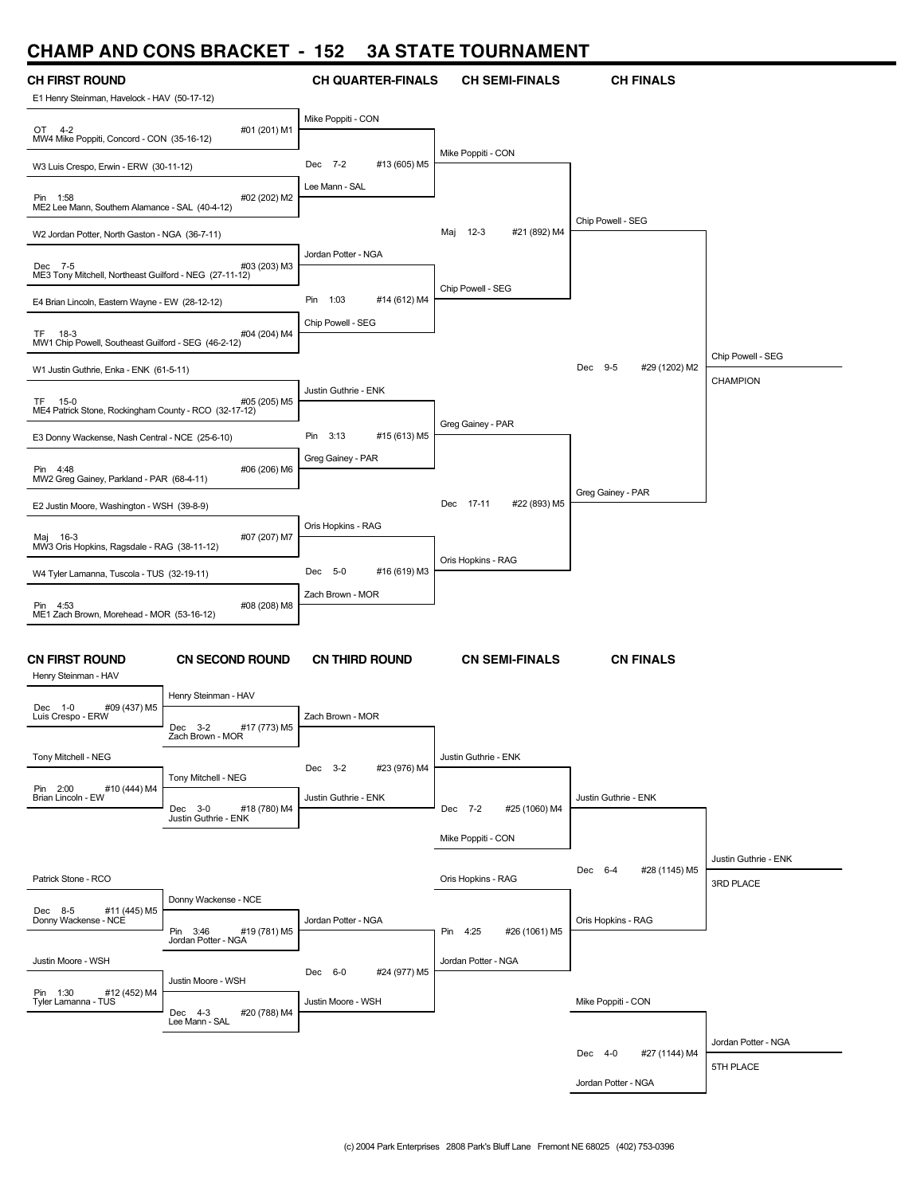# CHAMP AND CONS BRACKET - 152 3A STATE TOURNAMENT

## CH FIRST ROUND

| Match | Wrestlers | Result |
| --- | --- | --- |
| #01 (201) M1 | E1 Henry Steinman, Havelock - HAV (50-17-12) vs MW4 Mike Poppiti, Concord - CON (35-16-12) | OT 4-2 |
| #02 (202) M2 | W3 Luis Crespo, Erwin - ERW (30-11-12) vs ME2 Lee Mann, Southern Alamance - SAL (40-4-12) | Pin 1:58 |
| #03 (203) M3 | W2 Jordan Potter, North Gaston - NGA (36-7-11) vs ME3 Tony Mitchell, Northeast Guilford - NEG (27-11-12) | Dec 7-5 |
| #04 (204) M4 | E4 Brian Lincoln, Eastern Wayne - EW (28-12-12) vs MW1 Chip Powell, Southeast Guilford - SEG (46-2-12) | TF 18-3 |
| #05 (205) M5 | W1 Justin Guthrie, Enka - ENK (61-5-11) vs ME4 Patrick Stone, Rockingham County - RCO (32-17-12) | TF 15-0 |
| #06 (206) M6 | E3 Donny Wackense, Nash Central - NCE (25-6-10) vs MW2 Greg Gainey, Parkland - PAR (68-4-11) | Pin 4:48 |
| #07 (207) M7 | E2 Justin Moore, Washington - WSH (39-8-9) vs MW3 Oris Hopkins, Ragsdale - RAG (38-11-12) | Maj 16-3 |
| #08 (208) M8 | W4 Tyler Lamanna, Tuscola - TUS (32-19-11) vs ME1 Zach Brown, Morehead - MOR (53-16-12) | Pin 4:53 |

## CH QUARTER-FINALS

| Match | Wrestlers | Winner | Result |
| --- | --- | --- | --- |
| #13 (605) M5 | Mike Poppiti - CON vs Lee Mann - SAL | Mike Poppiti - CON | Dec 7-2 |
| #14 (612) M4 | Jordan Potter - NGA vs Chip Powell - SEG | Chip Powell - SEG | Pin 1:03 |
| #15 (613) M5 | Justin Guthrie - ENK vs Greg Gainey - PAR | Greg Gainey - PAR | Pin 3:13 |
| #16 (619) M3 | Oris Hopkins - RAG vs Zach Brown - MOR | Oris Hopkins - RAG | Dec 5-0 |

## CH SEMI-FINALS

| Match | Wrestlers | Winner | Result |
| --- | --- | --- | --- |
| #21 (892) M4 | Mike Poppiti - CON vs Chip Powell - SEG | Chip Powell - SEG | Maj 12-3 |
| #22 (893) M5 | Greg Gainey - PAR vs Oris Hopkins - RAG | Greg Gainey - PAR | Dec 17-11 |

## CH FINALS

| Match | Wrestlers | Winner | Result |
| --- | --- | --- | --- |
| #29 (1202) M2 | Chip Powell - SEG vs Greg Gainey - PAR | Chip Powell - SEG | Dec 9-5 |

**CHAMPION:** Chip Powell - SEG

## CN FIRST ROUND

| Match | Wrestlers | Winner | Result |
| --- | --- | --- | --- |
| #09 (437) M5 | Henry Steinman - HAV vs Luis Crespo - ERW | Henry Steinman - HAV | Dec 1-0 |
| #10 (444) M4 | Tony Mitchell - NEG vs Brian Lincoln - EW | Tony Mitchell - NEG | Pin 2:00 |
| #11 (445) M5 | Patrick Stone - RCO vs Donny Wackense - NCE | Donny Wackense - NCE | Dec 8-5 |
| #12 (452) M4 | Justin Moore - WSH vs Tyler Lamanna - TUS | Justin Moore - WSH | Pin 1:30 |

## CN SECOND ROUND

| Match | Wrestlers | Winner | Result |
| --- | --- | --- | --- |
| #17 (773) M5 | Henry Steinman - HAV vs Zach Brown - MOR | Zach Brown - MOR | Dec 3-2 |
| #18 (780) M4 | Tony Mitchell - NEG vs Justin Guthrie - ENK | Justin Guthrie - ENK | Dec 3-0 |
| #19 (781) M5 | Donny Wackense - NCE vs Jordan Potter - NGA | Jordan Potter - NGA | Pin 3:46 |
| #20 (788) M4 | Justin Moore - WSH vs Lee Mann - SAL | Justin Moore - WSH | Dec 4-3 |

## CN THIRD ROUND

| Match | Wrestlers | Winner | Result |
| --- | --- | --- | --- |
| #23 (976) M4 | Zach Brown - MOR vs Justin Guthrie - ENK | Justin Guthrie - ENK | Dec 3-2 |
| #24 (977) M5 | Jordan Potter - NGA vs Justin Moore - WSH | Jordan Potter - NGA | Dec 6-0 |

## CN SEMI-FINALS

| Match | Wrestlers | Winner | Result |
| --- | --- | --- | --- |
| #25 (1060) M4 | Justin Guthrie - ENK vs Mike Poppiti - CON | Justin Guthrie - ENK | Dec 7-2 |
| #26 (1061) M5 | Oris Hopkins - RAG vs Jordan Potter - NGA | Oris Hopkins - RAG | Pin 4:25 |

## CN FINALS

| Match | Wrestlers | Winner | Result |
| --- | --- | --- | --- |
| #28 (1145) M5 | Justin Guthrie - ENK vs Oris Hopkins - RAG | Justin Guthrie - ENK | Dec 6-4 |
| #27 (1144) M4 | Mike Poppiti - CON vs Jordan Potter - NGA | Jordan Potter - NGA | Dec 4-0 |

**3RD PLACE:** Justin Guthrie - ENK

**5TH PLACE:** Jordan Potter - NGA

(c) 2004 Park Enterprises 2808 Park's Bluff Lane Fremont NE 68025 (402) 753-0396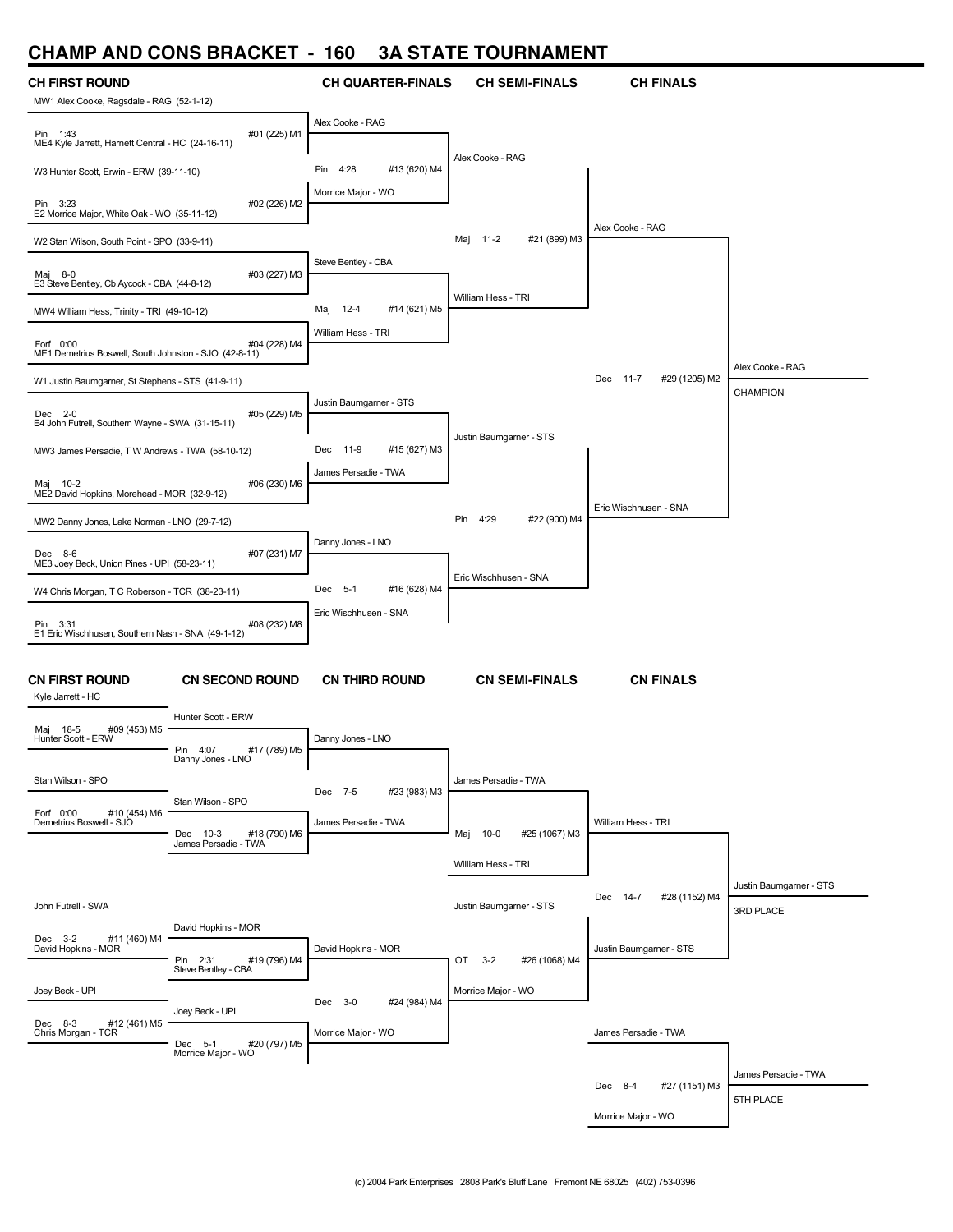# CHAMP AND CONS BRACKET - 160 3A STATE TOURNAMENT

## CH FIRST ROUND

- MW1 Alex Cooke, Ragsdale - RAG (52-1-12)
  - Pin 1:43 — #01 (225) M1
- ME4 Kyle Jarrett, Harnett Central - HC (24-16-11)
- W3 Hunter Scott, Erwin - ERW (39-11-10)
  - Pin 3:23 — #02 (226) M2
- E2 Morrice Major, White Oak - WO (35-11-12)
- W2 Stan Wilson, South Point - SPO (33-9-11)
  - Maj 8-0 — #03 (227) M3
- E3 Steve Bentley, Cb Aycock - CBA (44-8-12)
- MW4 William Hess, Trinity - TRI (49-10-12)
  - Forf 0:00 — #04 (228) M4
- ME1 Demetrius Boswell, South Johnston - SJO (42-8-11)
- W1 Justin Baumgarner, St Stephens - STS (41-9-11)
  - Dec 2-0 — #05 (229) M5
- E4 John Futrell, Southern Wayne - SWA (31-15-11)
- MW3 James Persadie, T W Andrews - TWA (58-10-12)
  - Maj 10-2 — #06 (230) M6
- ME2 David Hopkins, Morehead - MOR (32-9-12)
- MW2 Danny Jones, Lake Norman - LNO (29-7-12)
  - Dec 8-6 — #07 (231) M7
- ME3 Joey Beck, Union Pines - UPI (58-23-11)
- W4 Chris Morgan, T C Roberson - TCR (38-23-11)
  - Pin 3:31 — #08 (232) M8
- E1 Eric Wischhusen, Southern Nash - SNA (49-1-12)

## CH QUARTER-FINALS

- Alex Cooke - RAG
  - Pin 4:28 — #13 (620) M4
- Morrice Major - WO
- Steve Bentley - CBA
  - Maj 12-4 — #14 (621) M5
- William Hess - TRI
- Justin Baumgarner - STS
  - Dec 11-9 — #15 (627) M3
- James Persadie - TWA
- Danny Jones - LNO
  - Dec 5-1 — #16 (628) M4
- Eric Wischhusen - SNA

## CH SEMI-FINALS

- Alex Cooke - RAG
  - Maj 11-2 — #21 (899) M3
- William Hess - TRI
- Justin Baumgarner - STS
  - Pin 4:29 — #22 (900) M4
- Eric Wischhusen - SNA

## CH FINALS

- Alex Cooke - RAG
  - Dec 11-7 — #29 (1205) M2
- Eric Wischhusen - SNA

**Alex Cooke - RAG — CHAMPION**

## CN FIRST ROUND

- Kyle Jarrett - HC
  - Maj 18-5 — #09 (453) M5
- Hunter Scott - ERW
- Stan Wilson - SPO
  - Forf 0:00 — #10 (454) M6
- Demetrius Boswell - SJO
- John Futrell - SWA
  - Dec 3-2 — #11 (460) M4
- David Hopkins - MOR
- Joey Beck - UPI
  - Dec 8-3 — #12 (461) M5
- Chris Morgan - TCR

## CN SECOND ROUND

- Hunter Scott - ERW
  - Pin 4:07 — #17 (789) M5
- Danny Jones - LNO
- Stan Wilson - SPO
  - Dec 10-3 — #18 (790) M6
- James Persadie - TWA
- David Hopkins - MOR
  - Pin 2:31 — #19 (796) M4
- Steve Bentley - CBA
- Joey Beck - UPI
  - Dec 5-1 — #20 (797) M5
- Morrice Major - WO

## CN THIRD ROUND

- Danny Jones - LNO
  - Dec 7-5 — #23 (983) M3
- James Persadie - TWA
- David Hopkins - MOR
  - Dec 3-0 — #24 (984) M4
- Morrice Major - WO

## CN SEMI-FINALS

- James Persadie - TWA
  - Maj 10-0 — #25 (1067) M3
- William Hess - TRI
- Justin Baumgarner - STS
  - OT 3-2 — #26 (1068) M4
- Morrice Major - WO

## CN FINALS

- William Hess - TRI
  - Dec 14-7 — #28 (1152) M4
- Justin Baumgarner - STS

**Justin Baumgarner - STS — 3RD PLACE**

- James Persadie - TWA
  - Dec 8-4 — #27 (1151) M3
- Morrice Major - WO

**James Persadie - TWA — 5TH PLACE**

(c) 2004 Park Enterprises 2808 Park's Bluff Lane Fremont NE 68025 (402) 753-0396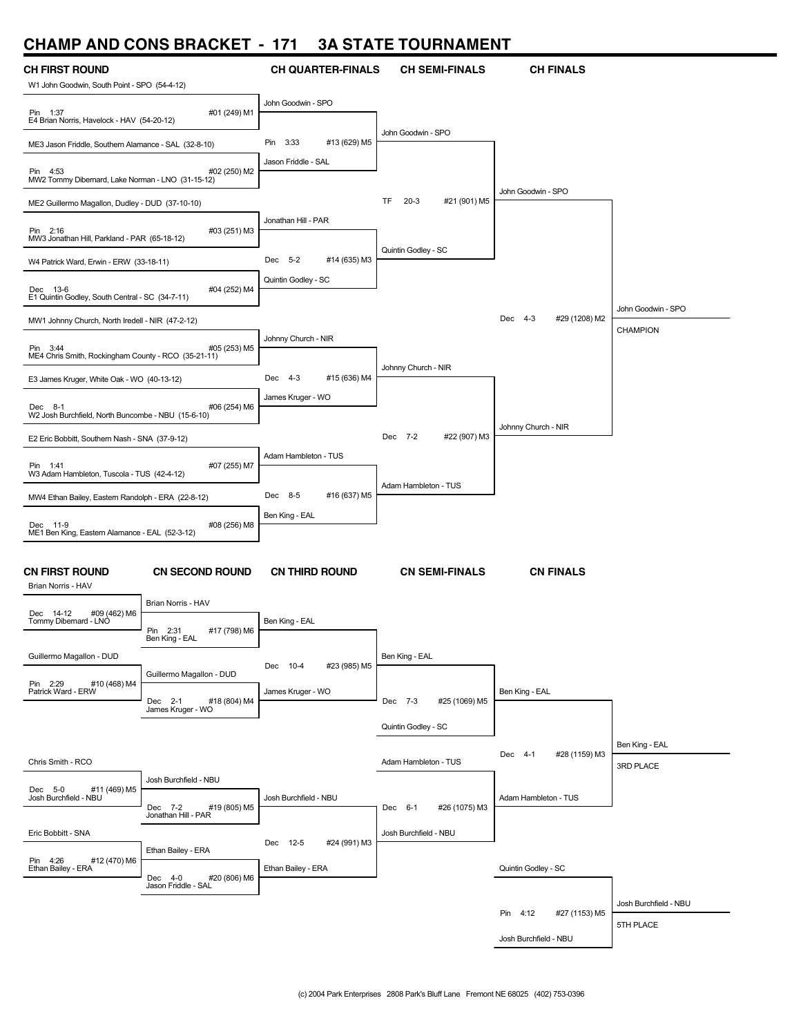# CHAMP AND CONS BRACKET - 171 3A STATE TOURNAMENT

## CH FIRST ROUND

| Wrestler 1 | Wrestler 2 | Result | Bout |
| --- | --- | --- | --- |
| W1 John Goodwin, South Point - SPO (54-4-12) | E4 Brian Norris, Havelock - HAV (54-20-12) | Pin 1:37 | #01 (249) M1 |
| ME3 Jason Friddle, Southern Alamance - SAL (32-8-10) | MW2 Tommy Dibernard, Lake Norman - LNO (31-15-12) | Pin 4:53 | #02 (250) M2 |
| ME2 Guillermo Magallon, Dudley - DUD (37-10-10) | MW3 Jonathan Hill, Parkland - PAR (65-18-12) | Pin 2:16 | #03 (251) M3 |
| W4 Patrick Ward, Erwin - ERW (33-18-11) | E1 Quintin Godley, South Central - SC (34-7-11) | Dec 13-6 | #04 (252) M4 |
| MW1 Johnny Church, North Iredell - NIR (47-2-12) | ME4 Chris Smith, Rockingham County - RCO (35-21-11) | Pin 3:44 | #05 (253) M5 |
| E3 James Kruger, White Oak - WO (40-13-12) | W2 Josh Burchfield, North Buncombe - NBU (15-6-10) | Dec 8-1 | #06 (254) M6 |
| E2 Eric Bobbitt, Southern Nash - SNA (37-9-12) | W3 Adam Hambleton, Tuscola - TUS (42-4-12) | Pin 1:41 | #07 (255) M7 |
| MW4 Ethan Bailey, Eastern Randolph - ERA (22-8-12) | ME1 Ben King, Eastern Alamance - EAL (52-3-12) | Dec 11-9 | #08 (256) M8 |

## CH QUARTER-FINALS

| Wrestler 1 | Wrestler 2 | Result | Bout |
| --- | --- | --- | --- |
| John Goodwin - SPO | Jason Friddle - SAL | Pin 3:33 | #13 (629) M5 |
| Jonathan Hill - PAR | Quintin Godley - SC | Dec 5-2 | #14 (635) M3 |
| Johnny Church - NIR | James Kruger - WO | Dec 4-3 | #15 (636) M4 |
| Adam Hambleton - TUS | Ben King - EAL | Dec 8-5 | #16 (637) M5 |

## CH SEMI-FINALS

| Wrestler 1 | Wrestler 2 | Result | Bout |
| --- | --- | --- | --- |
| John Goodwin - SPO | Quintin Godley - SC | TF 20-3 | #21 (901) M5 |
| Johnny Church - NIR | Adam Hambleton - TUS | Dec 7-2 | #22 (907) M3 |

## CH FINALS

| Wrestler 1 | Wrestler 2 | Result | Bout |
| --- | --- | --- | --- |
| John Goodwin - SPO | Johnny Church - NIR | Dec 4-3 | #29 (1208) M2 |

**CHAMPION:** John Goodwin - SPO

## CN FIRST ROUND

| Wrestler 1 | Wrestler 2 | Result | Bout |
| --- | --- | --- | --- |
| Brian Norris - HAV | Tommy Dibernard - LNO | Dec 14-12 | #09 (462) M6 |
| Guillermo Magallon - DUD | Patrick Ward - ERW | Pin 2:29 | #10 (468) M4 |
| Chris Smith - RCO | Josh Burchfield - NBU | Dec 5-0 | #11 (469) M5 |
| Eric Bobbitt - SNA | Ethan Bailey - ERA | Pin 4:26 | #12 (470) M6 |

## CN SECOND ROUND

| Wrestler 1 | Wrestler 2 | Result | Bout |
| --- | --- | --- | --- |
| Brian Norris - HAV | Ben King - EAL | Pin 2:31 | #17 (798) M6 |
| Guillermo Magallon - DUD | James Kruger - WO | Dec 2-1 | #18 (804) M4 |
| Josh Burchfield - NBU | Jonathan Hill - PAR | Dec 7-2 | #19 (805) M5 |
| Ethan Bailey - ERA | Jason Friddle - SAL | Dec 4-0 | #20 (806) M6 |

## CN THIRD ROUND

| Wrestler 1 | Wrestler 2 | Result | Bout |
| --- | --- | --- | --- |
| Ben King - EAL | James Kruger - WO | Dec 10-4 | #23 (985) M5 |
| Josh Burchfield - NBU | Ethan Bailey - ERA | Dec 12-5 | #24 (991) M3 |

## CN SEMI-FINALS

| Wrestler 1 | Wrestler 2 | Result | Bout |
| --- | --- | --- | --- |
| Ben King - EAL | Quintin Godley - SC | Dec 7-3 | #25 (1069) M5 |
| Adam Hambleton - TUS | Josh Burchfield - NBU | Dec 6-1 | #26 (1075) M3 |

## CN FINALS

| Wrestler 1 | Wrestler 2 | Result | Bout |
| --- | --- | --- | --- |
| Ben King - EAL | Adam Hambleton - TUS | Dec 4-1 | #28 (1159) M3 |
| Quintin Godley - SC | Josh Burchfield - NBU | Pin 4:12 | #27 (1153) M5 |

**3RD PLACE:** Ben King - EAL

**5TH PLACE:** Josh Burchfield - NBU

(c) 2004 Park Enterprises 2808 Park's Bluff Lane Fremont NE 68025 (402) 753-0396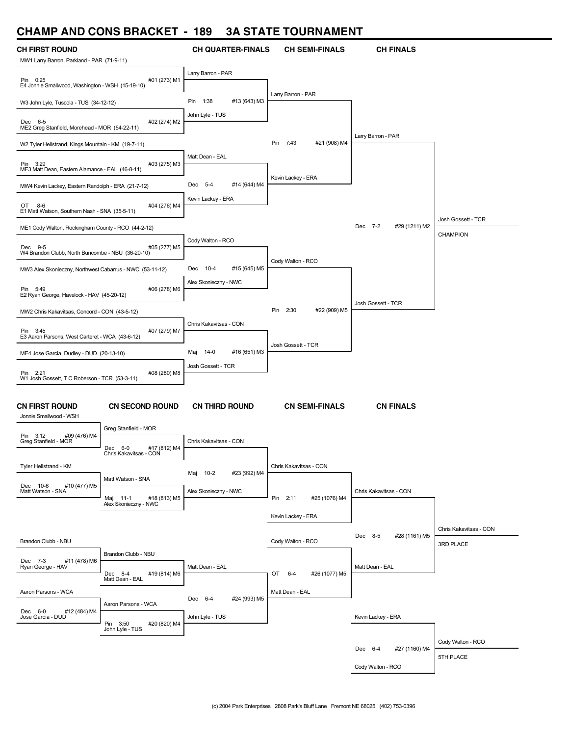# CHAMP AND CONS BRACKET - 189 3A STATE TOURNAMENT

## CH FIRST ROUND

| Match | Wrestler 1 | Result | Wrestler 2 |
|---|---|---|---|
| #01 (273) M1 | MW1 Larry Barron, Parkland - PAR (71-9-11) | Pin 0:25 | E4 Jonnie Smallwood, Washington - WSH (15-19-10) |
| #02 (274) M2 | W3 John Lyle, Tuscola - TUS (34-12-12) | Dec 6-5 | ME2 Greg Stanfield, Morehead - MOR (54-22-11) |
| #03 (275) M3 | W2 Tyler Hellstrand, Kings Mountain - KM (19-7-11) | Pin 3:29 | ME3 Matt Dean, Eastern Alamance - EAL (46-8-11) |
| #04 (276) M4 | MW4 Kevin Lackey, Eastern Randolph - ERA (21-7-12) | OT 8-6 | E1 Matt Watson, Southern Nash - SNA (35-5-11) |
| #05 (277) M5 | ME1 Cody Walton, Rockingham County - RCO (44-2-12) | Dec 9-5 | W4 Brandon Clubb, North Buncombe - NBU (36-20-10) |
| #06 (278) M6 | MW3 Alex Skonieczny, Northwest Cabarrus - NWC (53-11-12) | Pin 5:49 | E2 Ryan George, Havelock - HAV (45-20-12) |
| #07 (279) M7 | MW2 Chris Kakavitsas, Concord - CON (43-5-12) | Pin 3:45 | E3 Aaron Parsons, West Carteret - WCA (43-6-12) |
| #08 (280) M8 | ME4 Jose Garcia, Dudley - DUD (20-13-10) | Pin 2:21 | W1 Josh Gossett, T C Roberson - TCR (53-3-11) |

## CH QUARTER-FINALS

| Match | Winner | Result |
|---|---|---|
| #13 (643) M3 | Larry Barron - PAR over John Lyle - TUS | Pin 1:38 |
| #14 (644) M4 | Kevin Lackey - ERA over Matt Dean - EAL | Dec 5-4 |
| #15 (645) M5 | Cody Walton - RCO over Alex Skonieczny - NWC | Dec 10-4 |
| #16 (651) M3 | Josh Gossett - TCR over Chris Kakavitsas - CON | Maj 14-0 |

## CH SEMI-FINALS

| Match | Winner | Result |
|---|---|---|
| #21 (908) M4 | Larry Barron - PAR over Kevin Lackey - ERA | Pin 7:43 |
| #22 (909) M5 | Josh Gossett - TCR over Cody Walton - RCO | Pin 2:30 |

## CH FINALS

| Match | Winner | Result |
|---|---|---|
| #29 (1211) M2 | Josh Gossett - TCR over Larry Barron - PAR | Dec 7-2 |

**CHAMPION:** Josh Gossett - TCR

## CN FIRST ROUND

| Match | Wrestler 1 | Result | Winner |
|---|---|---|---|
| #09 (476) M4 | Jonnie Smallwood - WSH | Pin 3:12 | Greg Stanfield - MOR |
| #10 (477) M5 | Tyler Hellstrand - KM | Dec 10-6 | Matt Watson - SNA |
| #11 (478) M6 | Brandon Clubb - NBU | Dec 7-3 | Ryan George - HAV |
| #12 (484) M4 | Aaron Parsons - WCA | Dec 6-0 | Jose Garcia - DUD |

## CN SECOND ROUND

| Match | Wrestler 1 | Result | Winner |
|---|---|---|---|
| #17 (812) M4 | Greg Stanfield - MOR | Dec 6-0 | Chris Kakavitsas - CON |
| #18 (813) M5 | Matt Watson - SNA | Maj 11-1 | Alex Skonieczny - NWC |
| #19 (814) M6 | Brandon Clubb - NBU | Dec 8-4 | Matt Dean - EAL |
| #20 (820) M4 | Aaron Parsons - WCA | Pin 3:50 | John Lyle - TUS |

## CN THIRD ROUND

| Match | Winner | Result |
|---|---|---|
| #23 (992) M4 | Chris Kakavitsas - CON over Alex Skonieczny - NWC | Maj 10-2 |
| #24 (993) M5 | Matt Dean - EAL over John Lyle - TUS | Dec 6-4 |

## CN SEMI-FINALS

| Match | Winner | Result |
|---|---|---|
| #25 (1076) M4 | Chris Kakavitsas - CON over Kevin Lackey - ERA | Pin 2:11 |
| #26 (1077) M5 | Matt Dean - EAL over Cody Walton - RCO | OT 6-4 |

## CN FINALS

| Match | Winner | Result |
|---|---|---|
| #28 (1161) M5 | Chris Kakavitsas - CON over Matt Dean - EAL | Dec 8-5 |
| #27 (1160) M4 | Cody Walton - RCO over Kevin Lackey - ERA | Dec 6-4 |

**3RD PLACE:** Chris Kakavitsas - CON

**5TH PLACE:** Cody Walton - RCO

(c) 2004 Park Enterprises 2808 Park's Bluff Lane Fremont NE 68025 (402) 753-0396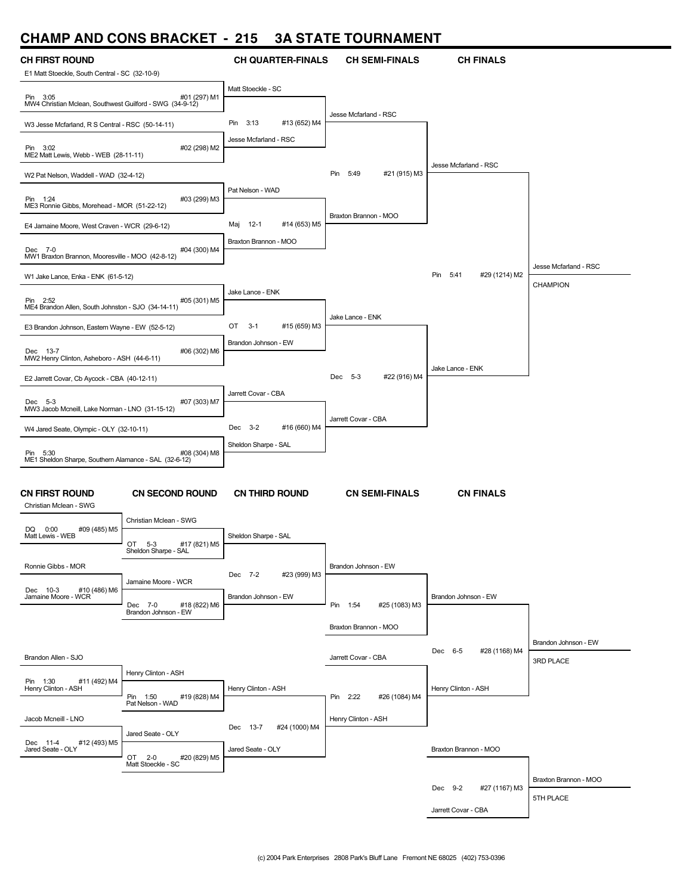# CHAMP AND CONS BRACKET - 215 3A STATE TOURNAMENT

## CH FIRST ROUND

E1 Matt Stoeckle, South Central - SC (32-10-9)
Pin 3:05 #01 (297) M1
MW4 Christian Mclean, Southwest Guilford - SWG (34-9-12)

W3 Jesse Mcfarland, R S Central - RSC (50-14-11)
Pin 3:02 #02 (298) M2
ME2 Matt Lewis, Webb - WEB (28-11-11)

W2 Pat Nelson, Waddell - WAD (32-4-12)
Pin 1:24 #03 (299) M3
ME3 Ronnie Gibbs, Morehead - MOR (51-22-12)

E4 Jamaine Moore, West Craven - WCR (29-6-12)
Dec 7-0 #04 (300) M4
MW1 Braxton Brannon, Mooresville - MOO (42-8-12)

W1 Jake Lance, Enka - ENK (61-5-12)
Pin 2:52 #05 (301) M5
ME4 Brandon Allen, South Johnston - SJO (34-14-11)

E3 Brandon Johnson, Eastern Wayne - EW (52-5-12)
Dec 13-7 #06 (302) M6
MW2 Henry Clinton, Asheboro - ASH (44-6-11)

E2 Jarrett Covar, Cb Aycock - CBA (40-12-11)
Dec 5-3 #07 (303) M7
MW3 Jacob Mcneill, Lake Norman - LNO (31-15-12)

W4 Jared Seate, Olympic - OLY (32-10-11)
Pin 5:30 #08 (304) M8
ME1 Sheldon Sharpe, Southern Alamance - SAL (32-6-12)

## CH QUARTER-FINALS

Matt Stoeckle - SC
Pin 3:13 #13 (652) M4
Jesse Mcfarland - RSC

Pat Nelson - WAD
Maj 12-1 #14 (653) M5
Braxton Brannon - MOO

Jake Lance - ENK
OT 3-1 #15 (659) M3
Brandon Johnson - EW

Jarrett Covar - CBA
Dec 3-2 #16 (660) M4
Sheldon Sharpe - SAL

## CH SEMI-FINALS

Jesse Mcfarland - RSC
Pin 5:49 #21 (915) M3
Braxton Brannon - MOO

Jake Lance - ENK
Dec 5-3 #22 (916) M4
Jarrett Covar - CBA

## CH FINALS

Jesse Mcfarland - RSC
Pin 5:41 #29 (1214) M2
Jake Lance - ENK

Jesse Mcfarland - RSC
CHAMPION

## CN FIRST ROUND

Christian Mclean - SWG
DQ 0:00 #09 (485) M5
Matt Lewis - WEB

Ronnie Gibbs - MOR
Dec 10-3 #10 (486) M6
Jamaine Moore - WCR

Brandon Allen - SJO
Pin 1:30 #11 (492) M4
Henry Clinton - ASH

Jacob Mcneill - LNO
Dec 11-4 #12 (493) M5
Jared Seate - OLY

## CN SECOND ROUND

Christian Mclean - SWG
OT 5-3 #17 (821) M5
Sheldon Sharpe - SAL

Jamaine Moore - WCR
Dec 7-0 #18 (822) M6
Brandon Johnson - EW

Henry Clinton - ASH
Pin 1:50 #19 (828) M4
Pat Nelson - WAD

Jared Seate - OLY
OT 2-0 #20 (829) M5
Matt Stoeckle - SC

## CN THIRD ROUND

Sheldon Sharpe - SAL
Dec 7-2 #23 (999) M3
Brandon Johnson - EW

Henry Clinton - ASH
Dec 13-7 #24 (1000) M4
Jared Seate - OLY

## CN SEMI-FINALS

Brandon Johnson - EW
Pin 1:54 #25 (1083) M3
Braxton Brannon - MOO

Jarrett Covar - CBA
Pin 2:22 #26 (1084) M4
Henry Clinton - ASH

## CN FINALS

Brandon Johnson - EW
Dec 6-5 #28 (1168) M4
Henry Clinton - ASH

Brandon Johnson - EW
3RD PLACE

Braxton Brannon - MOO
Dec 9-2 #27 (1167) M3
Jarrett Covar - CBA

Braxton Brannon - MOO
5TH PLACE

(c) 2004 Park Enterprises 2808 Park's Bluff Lane Fremont NE 68025 (402) 753-0396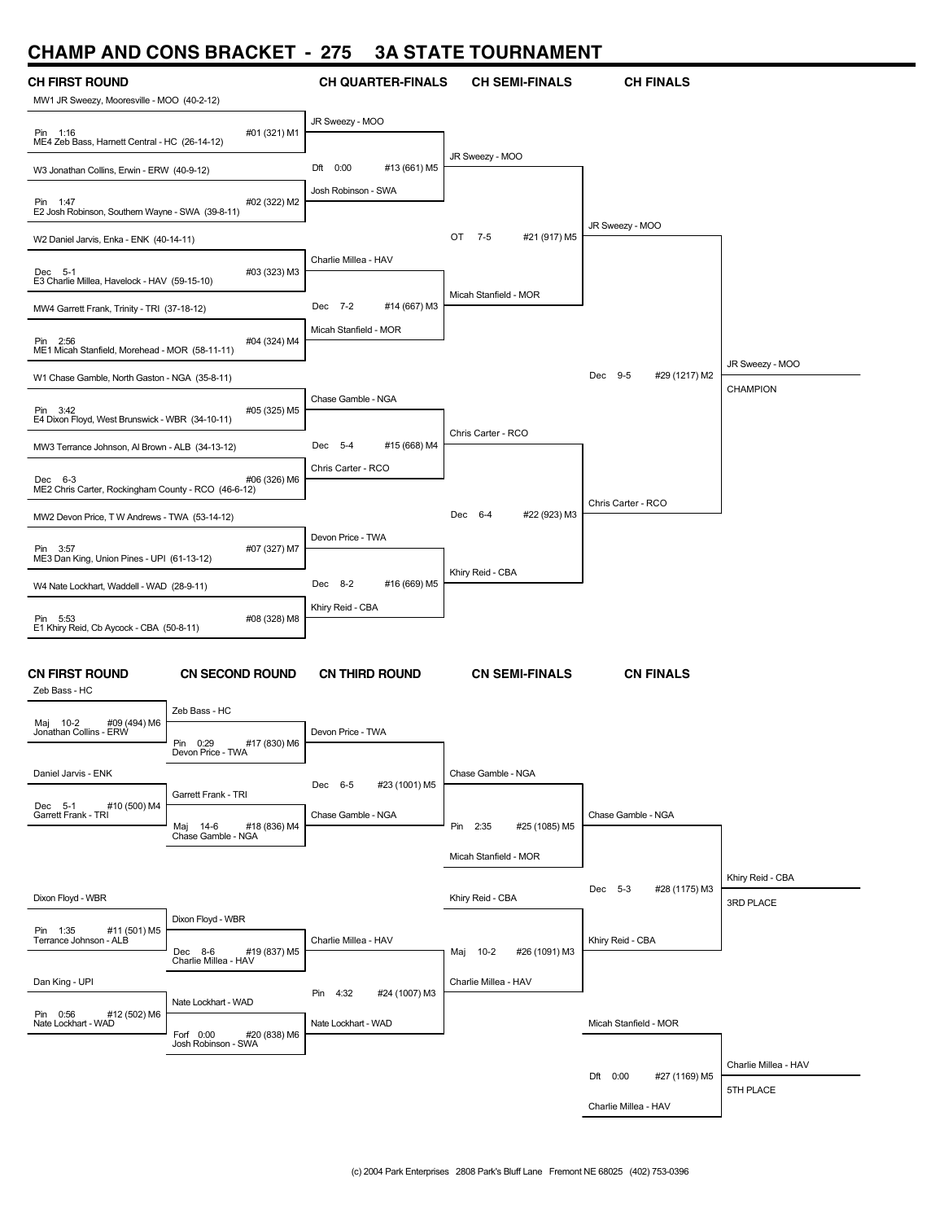# CHAMP AND CONS BRACKET - 275 3A STATE TOURNAMENT

## CH FIRST ROUND

MW1 JR Sweezy, Mooresville - MOO (40-2-12)
Pin 1:16 #01 (321) M1
ME4 Zeb Bass, Harnett Central - HC (26-14-12)

W3 Jonathan Collins, Erwin - ERW (40-9-12)
Pin 1:47 #02 (322) M2
E2 Josh Robinson, Southern Wayne - SWA (39-8-11)

W2 Daniel Jarvis, Enka - ENK (40-14-11)
Dec 5-1 #03 (323) M3
E3 Charlie Millea, Havelock - HAV (59-15-10)

MW4 Garrett Frank, Trinity - TRI (37-18-12)
Pin 2:56 #04 (324) M4
ME1 Micah Stanfield, Morehead - MOR (58-11-11)

W1 Chase Gamble, North Gaston - NGA (35-8-11)
Pin 3:42 #05 (325) M5
E4 Dixon Floyd, West Brunswick - WBR (34-10-11)

MW3 Terrance Johnson, Al Brown - ALB (34-13-12)
Dec 6-3 #06 (326) M6
ME2 Chris Carter, Rockingham County - RCO (46-6-12)

MW2 Devon Price, T W Andrews - TWA (53-14-12)
Pin 3:57 #07 (327) M7
ME3 Dan King, Union Pines - UPI (61-13-12)

W4 Nate Lockhart, Waddell - WAD (28-9-11)
Pin 5:53 #08 (328) M8
E1 Khiry Reid, Cb Aycock - CBA (50-8-11)

## CH QUARTER-FINALS

JR Sweezy - MOO
Dft 0:00 #13 (661) M5
Josh Robinson - SWA

Charlie Millea - HAV
Dec 7-2 #14 (667) M3
Micah Stanfield - MOR

Chase Gamble - NGA
Dec 5-4 #15 (668) M4
Chris Carter - RCO

Devon Price - TWA
Dec 8-2 #16 (669) M5
Khiry Reid - CBA

## CH SEMI-FINALS

JR Sweezy - MOO
OT 7-5 #21 (917) M5
Micah Stanfield - MOR

Chris Carter - RCO
Dec 6-4 #22 (923) M3
Khiry Reid - CBA

## CH FINALS

JR Sweezy - MOO
Dec 9-5 #29 (1217) M2
Chris Carter - RCO

JR Sweezy - MOO
CHAMPION

## CN FIRST ROUND

Zeb Bass - HC
Maj 10-2 #09 (494) M6
Jonathan Collins - ERW

Daniel Jarvis - ENK
Dec 5-1 #10 (500) M4
Garrett Frank - TRI

Dixon Floyd - WBR
Pin 1:35 #11 (501) M5
Terrance Johnson - ALB

Dan King - UPI
Pin 0:56 #12 (502) M6
Nate Lockhart - WAD

## CN SECOND ROUND

Zeb Bass - HC
Pin 0:29 #17 (830) M6
Devon Price - TWA

Garrett Frank - TRI
Maj 14-6 #18 (836) M4
Chase Gamble - NGA

Dixon Floyd - WBR
Dec 8-6 #19 (837) M5
Charlie Millea - HAV

Nate Lockhart - WAD
Forf 0:00 #20 (838) M6
Josh Robinson - SWA

## CN THIRD ROUND

Devon Price - TWA
Dec 6-5 #23 (1001) M5
Chase Gamble - NGA

Charlie Millea - HAV
Pin 4:32 #24 (1007) M3
Nate Lockhart - WAD

## CN SEMI-FINALS

Chase Gamble - NGA
Pin 2:35 #25 (1085) M5
Micah Stanfield - MOR

Khiry Reid - CBA
Maj 10-2 #26 (1091) M3
Charlie Millea - HAV

## CN FINALS

Chase Gamble - NGA
Dec 5-3 #28 (1175) M3
Khiry Reid - CBA

Khiry Reid - CBA
3RD PLACE

Micah Stanfield - MOR
Dft 0:00 #27 (1169) M5
Charlie Millea - HAV

Charlie Millea - HAV
5TH PLACE

(c) 2004 Park Enterprises 2808 Park's Bluff Lane Fremont NE 68025 (402) 753-0396